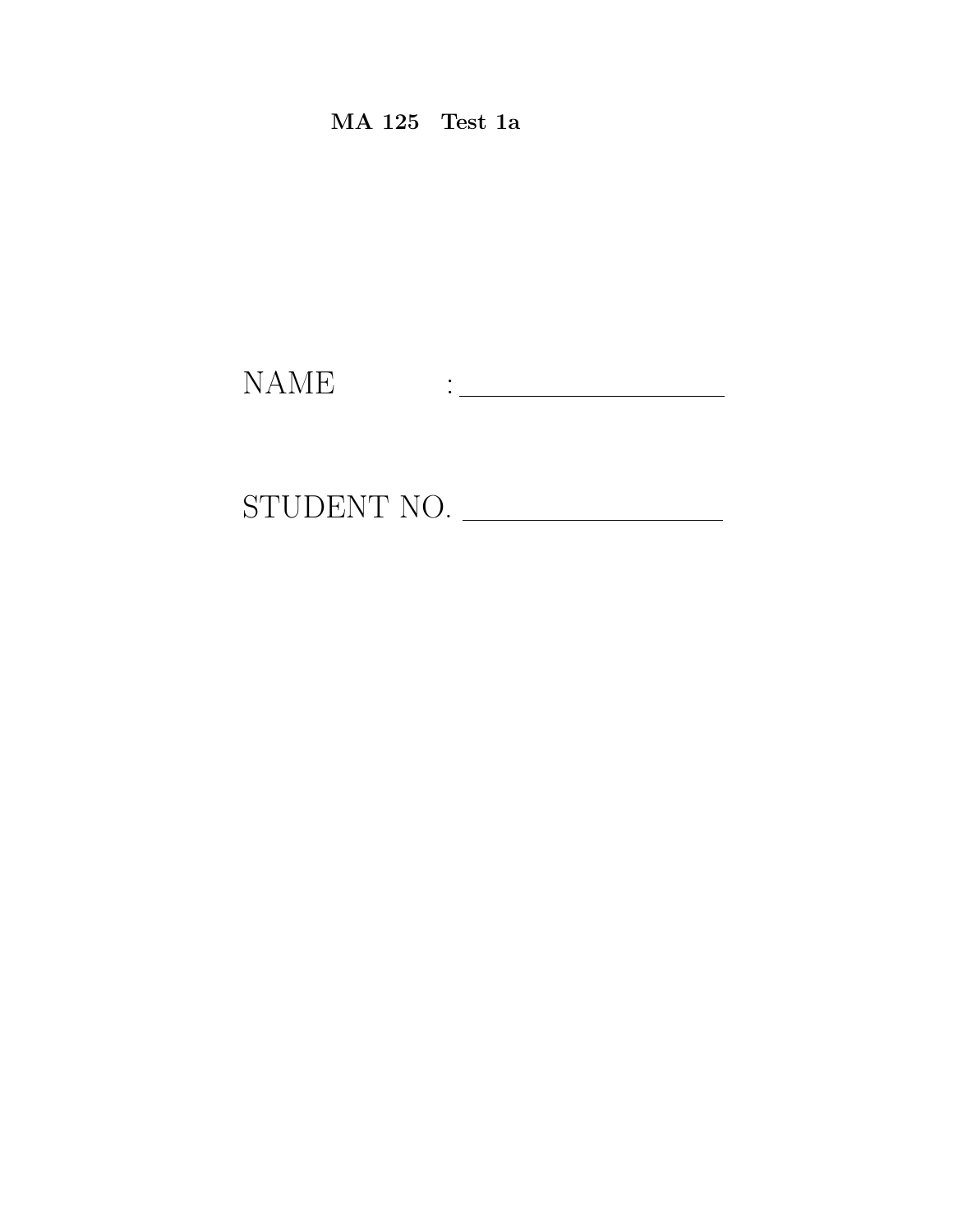**MA 125 Test 1a**

NAME : \_\_\_\_\_\_\_\_\_\_\_\_\_\_\_\_\_\_\_\_

STUDENT NO. \_\_\_\_\_\_\_\_\_\_\_\_\_\_\_\_\_\_\_\_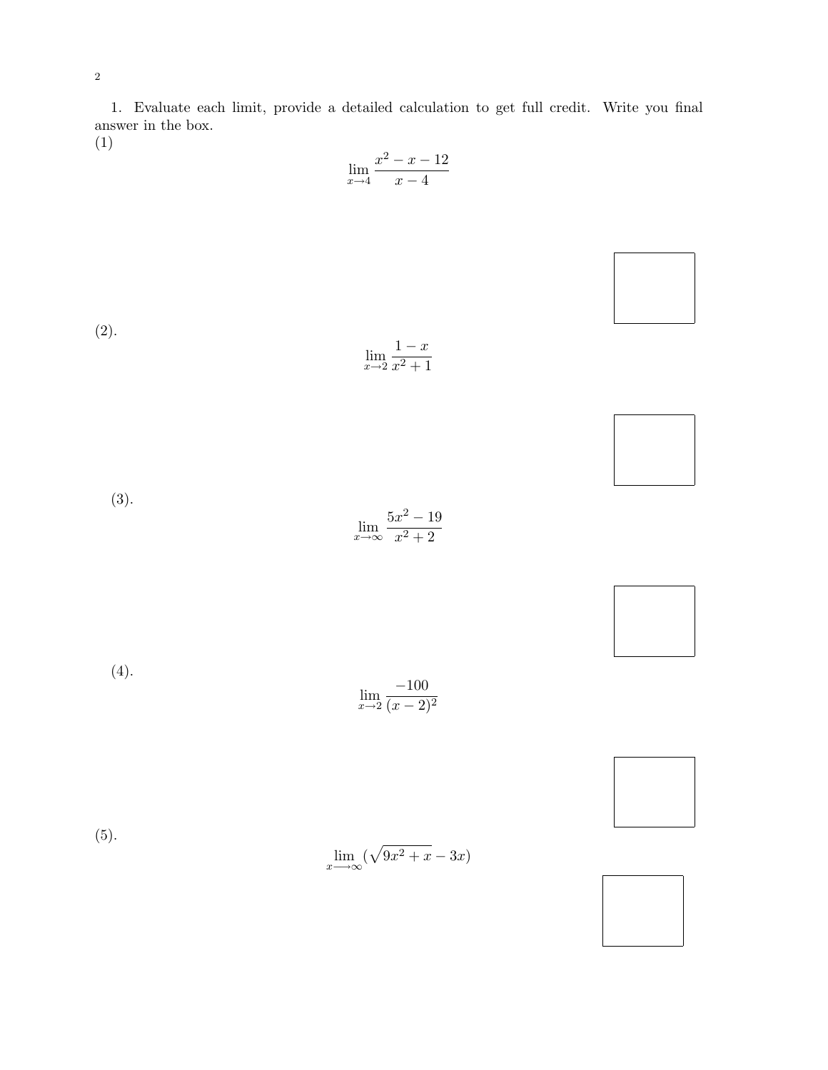1. Evaluate each limit, provide a detailed calculation to get full credit. Write you final answer in the box.

(1)

$$\lim_{x \to 4} \frac{x^2 - x - 12}{x - 4}$$

(2).

$$\lim_{x \to 2} \frac{1 - x}{x^2 + 1}$$

(3).

$$\lim_{x \to \infty} \frac{5x^2 - 19}{x^2 + 2}$$

(4).

$$\lim_{x \to 2} \frac{-100}{(x - 2)^2}$$

(5).

$$\lim_{x \longrightarrow \infty} (\sqrt{9x^2 + x} - 3x)$$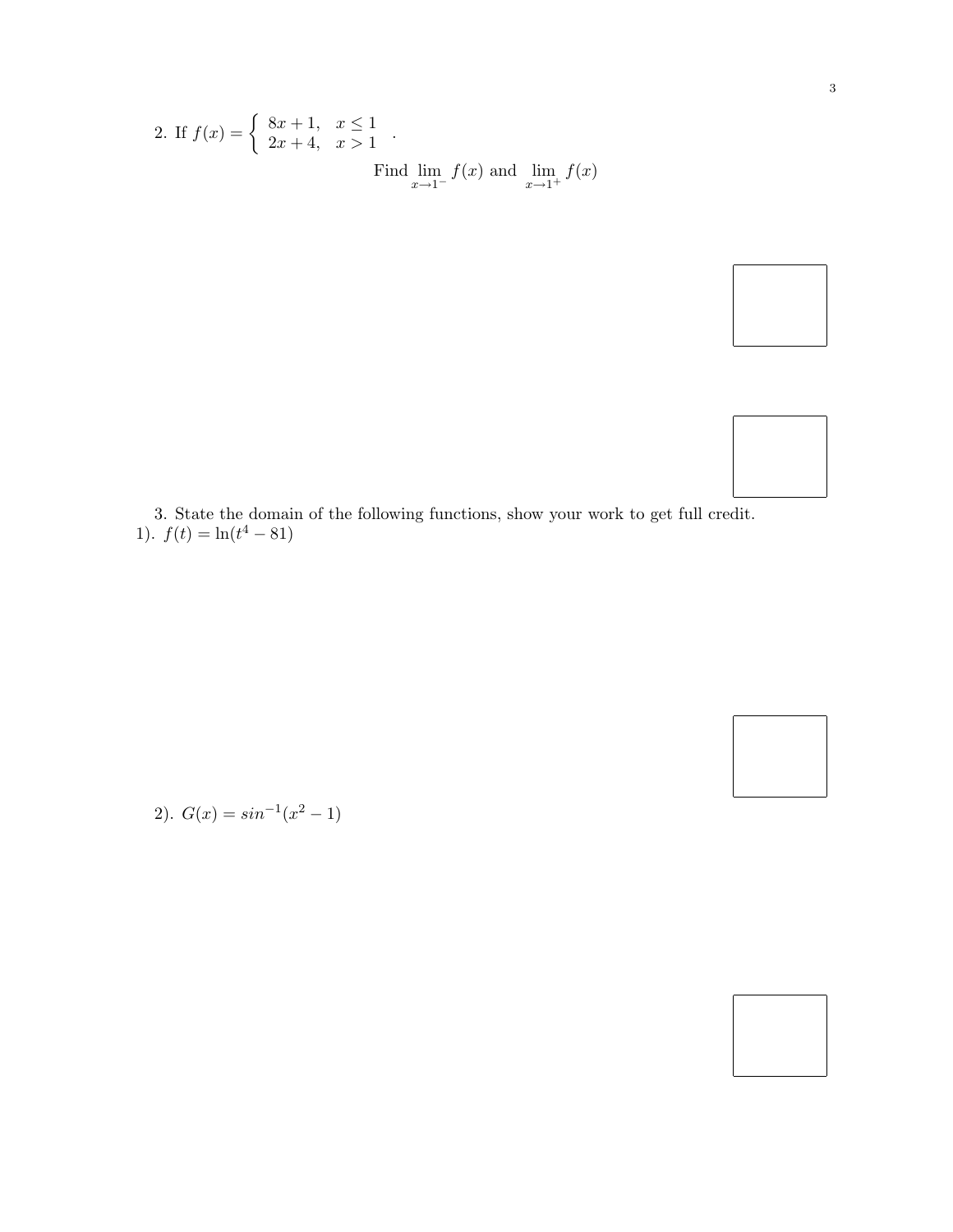2. If $f(x) = \begin{cases} 8x+1, & x \leq 1 \\ 2x+4, & x > 1 \end{cases}$.

$$\text{Find } \lim_{x \to 1^-} f(x) \text{ and } \lim_{x \to 1^+} f(x)$$

3. State the domain of the following functions, show your work to get full credit.

1). $f(t) = \ln(t^4 - 81)$

2). $G(x) = sin^{-1}(x^2 - 1)$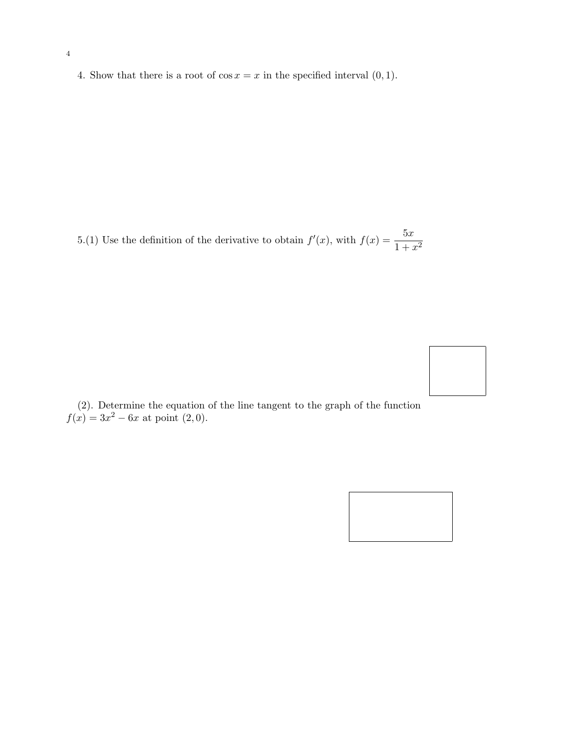4. Show that there is a root of $\cos x = x$ in the specified interval $(0, 1)$.

5.(1) Use the definition of the derivative to obtain $f'(x)$, with $f(x) = \dfrac{5x}{1 + x^2}$

(2). Determine the equation of the line tangent to the graph of the function $f(x) = 3x^2 - 6x$ at point $(2, 0)$.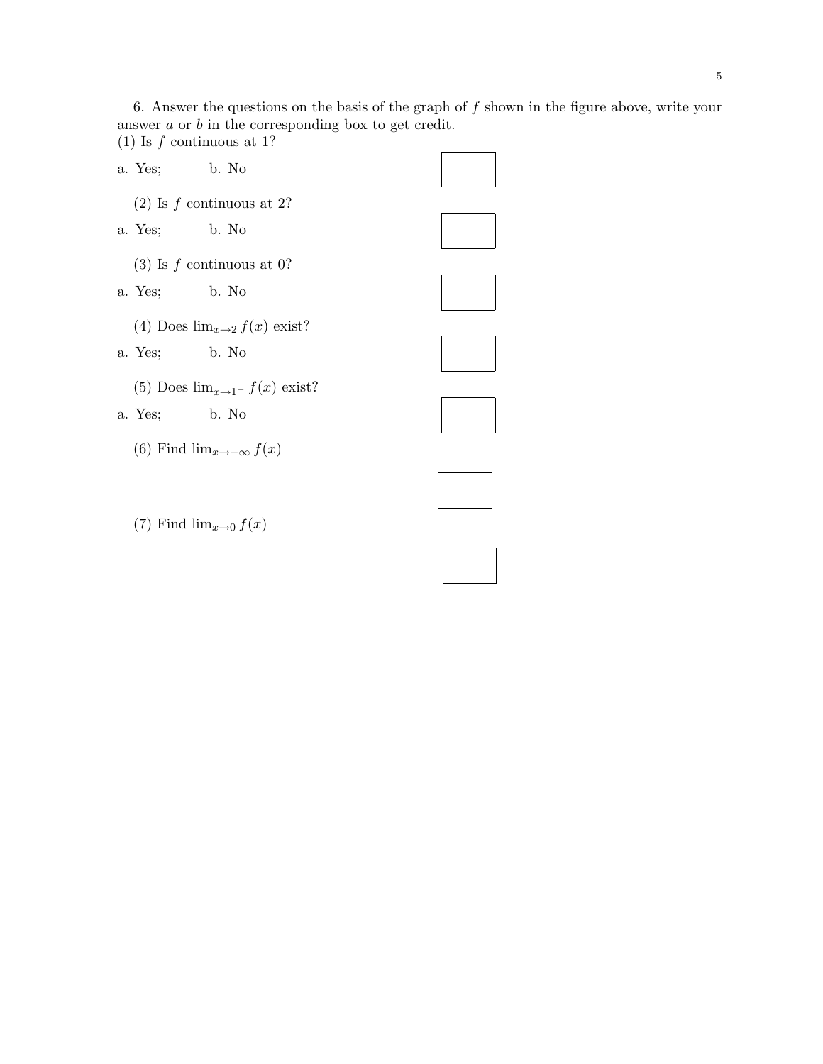6. Answer the questions on the basis of the graph of $f$ shown in the figure above, write your answer $a$ or $b$ in the corresponding box to get credit.

(1) Is $f$ continuous at 1?

a. Yes; b. No

(2) Is $f$ continuous at 2?

a. Yes; b. No

(3) Is $f$ continuous at 0?

a. Yes; b. No

(4) Does $\lim_{x\to 2} f(x)$ exist?

a. Yes; b. No

(5) Does $\lim_{x\to 1^-} f(x)$ exist?

a. Yes; b. No

(6) Find $\lim_{x\to -\infty} f(x)$

(7) Find $\lim_{x\to 0} f(x)$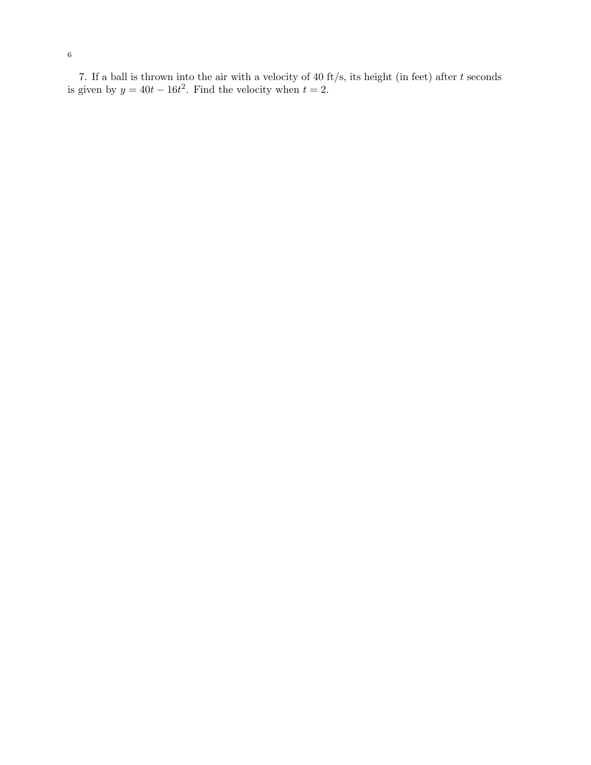7. If a ball is thrown into the air with a velocity of 40 ft/s, its height (in feet) after $t$ seconds is given by $y = 40t - 16t^2$. Find the velocity when $t = 2$.